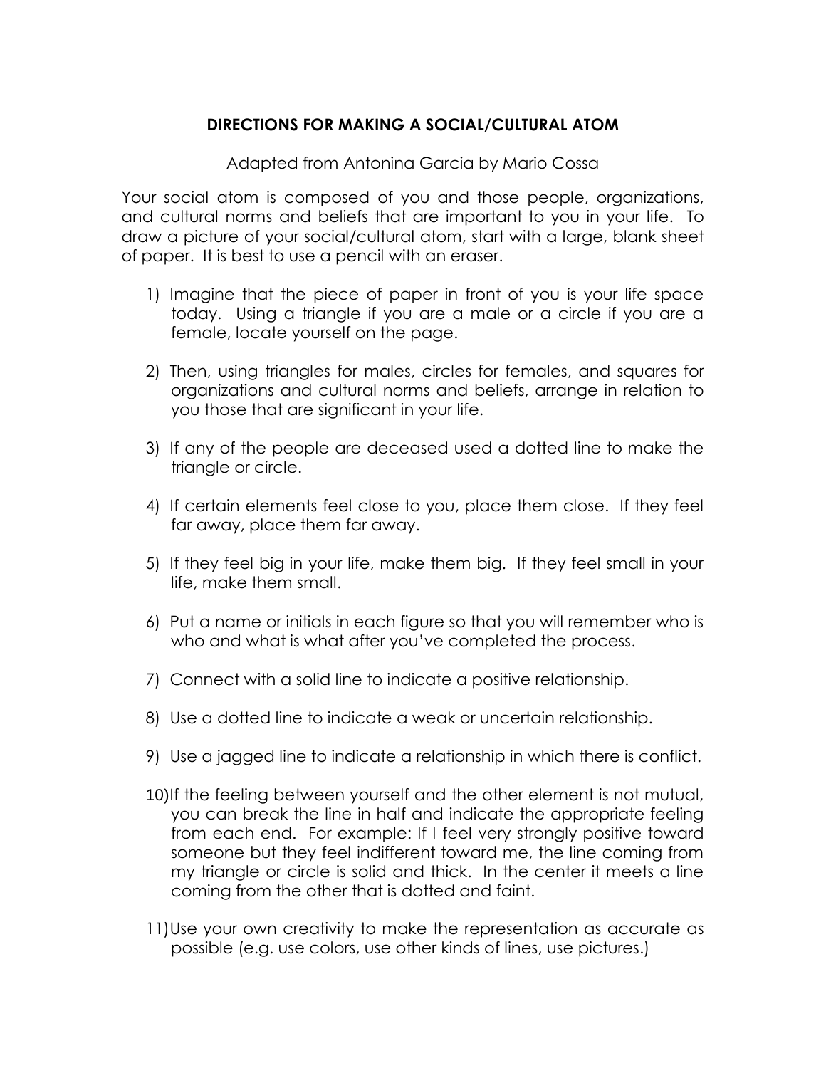# DIRECTIONS FOR MAKING A SOCIAL/CULTURAL ATOM

Adapted from Antonina Garcia by Mario Cossa

Your social atom is composed of you and those people, organizations, and cultural norms and beliefs that are important to you in your life. To draw a picture of your social/cultural atom, start with a large, blank sheet of paper. It is best to use a pencil with an eraser.

1) Imagine that the piece of paper in front of you is your life space today. Using a triangle if you are a male or a circle if you are a female, locate yourself on the page.
2) Then, using triangles for males, circles for females, and squares for organizations and cultural norms and beliefs, arrange in relation to you those that are significant in your life.
3) If any of the people are deceased used a dotted line to make the triangle or circle.
4) If certain elements feel close to you, place them close. If they feel far away, place them far away.
5) If they feel big in your life, make them big. If they feel small in your life, make them small.
6) Put a name or initials in each figure so that you will remember who is who and what is what after you've completed the process.
7) Connect with a solid line to indicate a positive relationship.
8) Use a dotted line to indicate a weak or uncertain relationship.
9) Use a jagged line to indicate a relationship in which there is conflict.
10) If the feeling between yourself and the other element is not mutual, you can break the line in half and indicate the appropriate feeling from each end. For example: If I feel very strongly positive toward someone but they feel indifferent toward me, the line coming from my triangle or circle is solid and thick. In the center it meets a line coming from the other that is dotted and faint.
11) Use your own creativity to make the representation as accurate as possible (e.g. use colors, use other kinds of lines, use pictures.)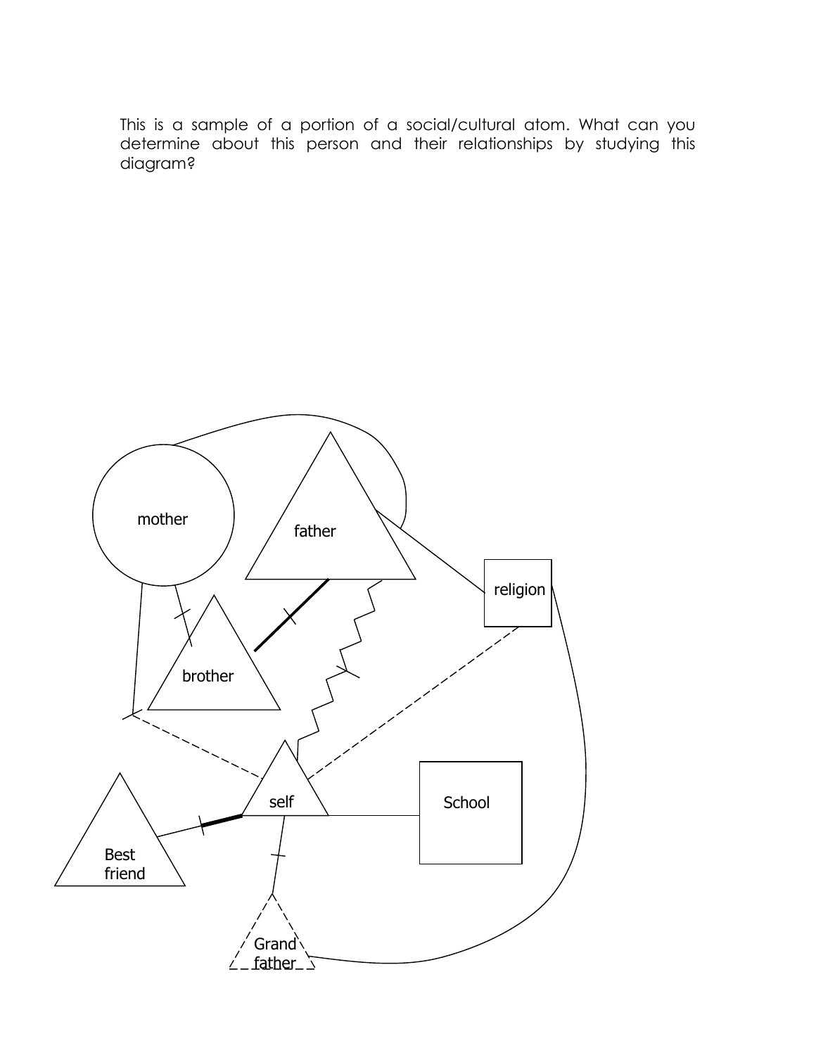This is a sample of a portion of a social/cultural atom. What can you determine about this person and their relationships by studying this diagram?

mother

father

religion

brother

self

School

Best friend

Grand father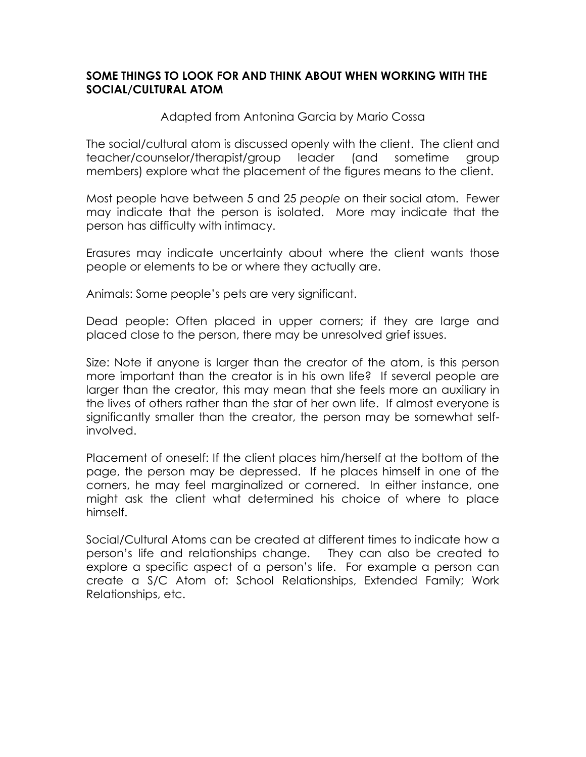**SOME THINGS TO LOOK FOR AND THINK ABOUT WHEN WORKING WITH THE SOCIAL/CULTURAL ATOM**

Adapted from Antonina Garcia by Mario Cossa

The social/cultural atom is discussed openly with the client. The client and teacher/counselor/therapist/group leader (and sometime group members) explore what the placement of the figures means to the client.

Most people have between 5 and 25 *people* on their social atom. Fewer may indicate that the person is isolated. More may indicate that the person has difficulty with intimacy.

Erasures may indicate uncertainty about where the client wants those people or elements to be or where they actually are.

Animals: Some people's pets are very significant.

Dead people: Often placed in upper corners; if they are large and placed close to the person, there may be unresolved grief issues.

Size: Note if anyone is larger than the creator of the atom, is this person more important than the creator is in his own life? If several people are larger than the creator, this may mean that she feels more an auxiliary in the lives of others rather than the star of her own life. If almost everyone is significantly smaller than the creator, the person may be somewhat self-involved.

Placement of oneself: If the client places him/herself at the bottom of the page, the person may be depressed. If he places himself in one of the corners, he may feel marginalized or cornered. In either instance, one might ask the client what determined his choice of where to place himself.

Social/Cultural Atoms can be created at different times to indicate how a person's life and relationships change. They can also be created to explore a specific aspect of a person's life. For example a person can create a S/C Atom of: School Relationships, Extended Family; Work Relationships, etc.